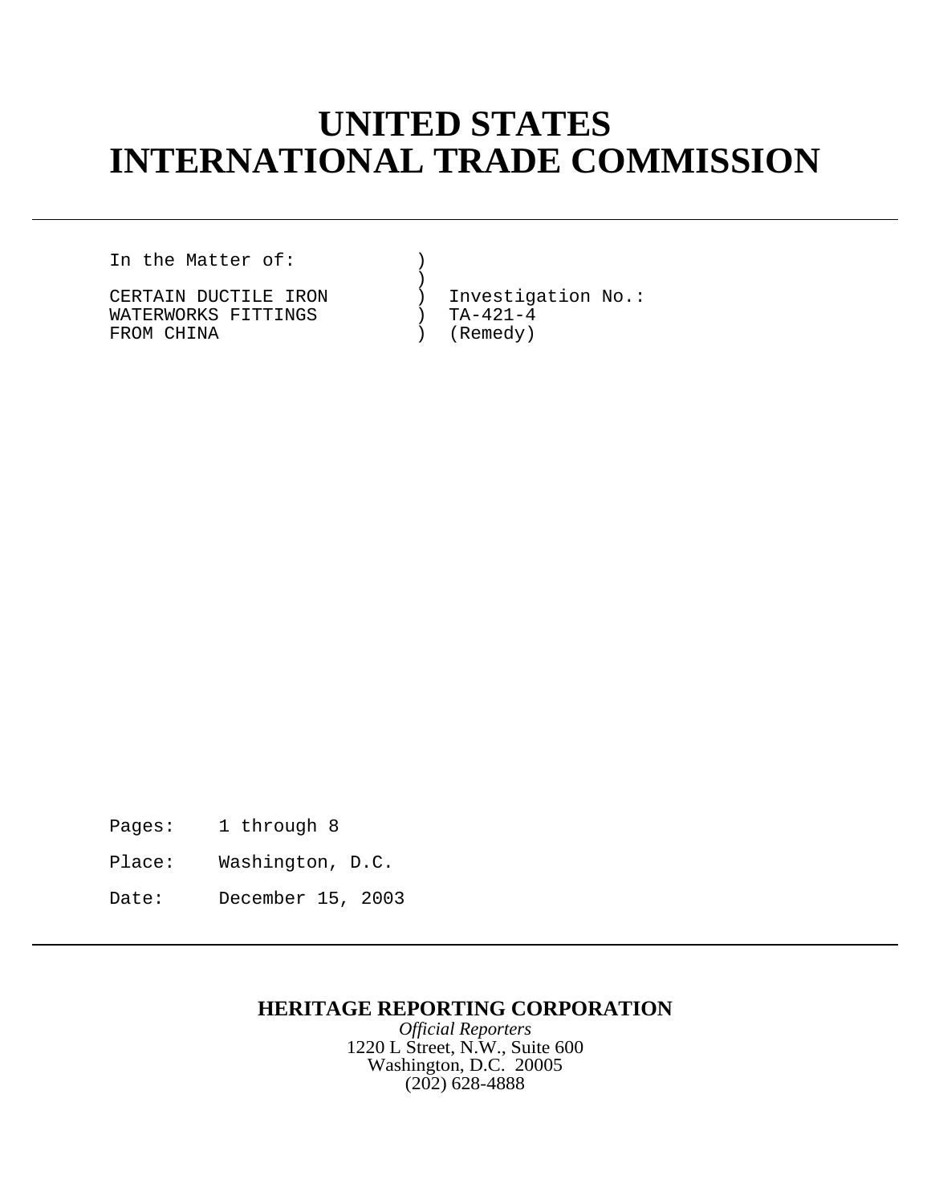# UNITED STATES
# INTERNATIONAL TRADE COMMISSION

---

```
In the Matter of:           )
                            )
CERTAIN DUCTILE IRON        )  Investigation No.:
WATERWORKS FITTINGS         )  TA-421-4
FROM CHINA                  )  (Remedy)
```

Pages: 1 through 8

Place: Washington, D.C.

Date: December 15, 2003

---

**HERITAGE REPORTING CORPORATION**

*Official Reporters*

1220 L Street, N.W., Suite 600

Washington, D.C. 20005

(202) 628-4888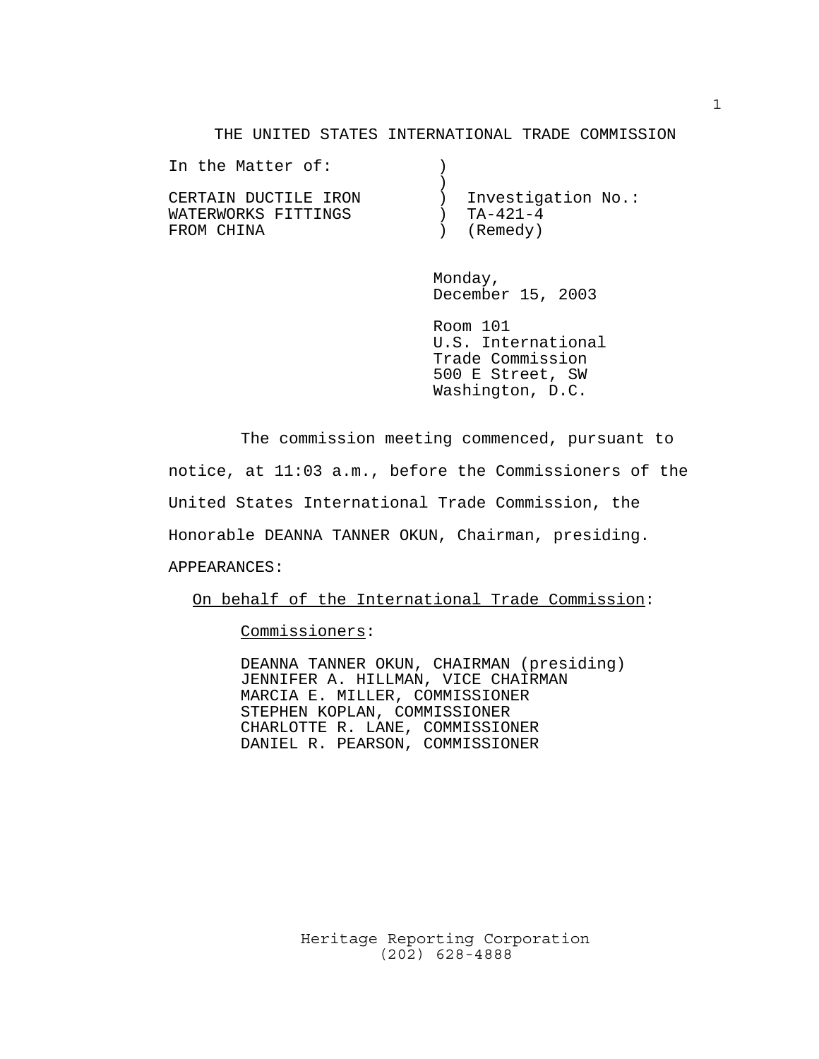THE UNITED STATES INTERNATIONAL TRADE COMMISSION

```
In the Matter of:            )
                             )
CERTAIN DUCTILE IRON         )  Investigation No.:
WATERWORKS FITTINGS          )  TA-421-4
FROM CHINA                   )  (Remedy)
```

Monday,
December 15, 2003

Room 101
U.S. International
Trade Commission
500 E Street, SW
Washington, D.C.

The commission meeting commenced, pursuant to notice, at 11:03 a.m., before the Commissioners of the United States International Trade Commission, the Honorable DEANNA TANNER OKUN, Chairman, presiding.

APPEARANCES:

On behalf of the International Trade Commission:

Commissioners:

DEANNA TANNER OKUN, CHAIRMAN (presiding)
JENNIFER A. HILLMAN, VICE CHAIRMAN
MARCIA E. MILLER, COMMISSIONER
STEPHEN KOPLAN, COMMISSIONER
CHARLOTTE R. LANE, COMMISSIONER
DANIEL R. PEARSON, COMMISSIONER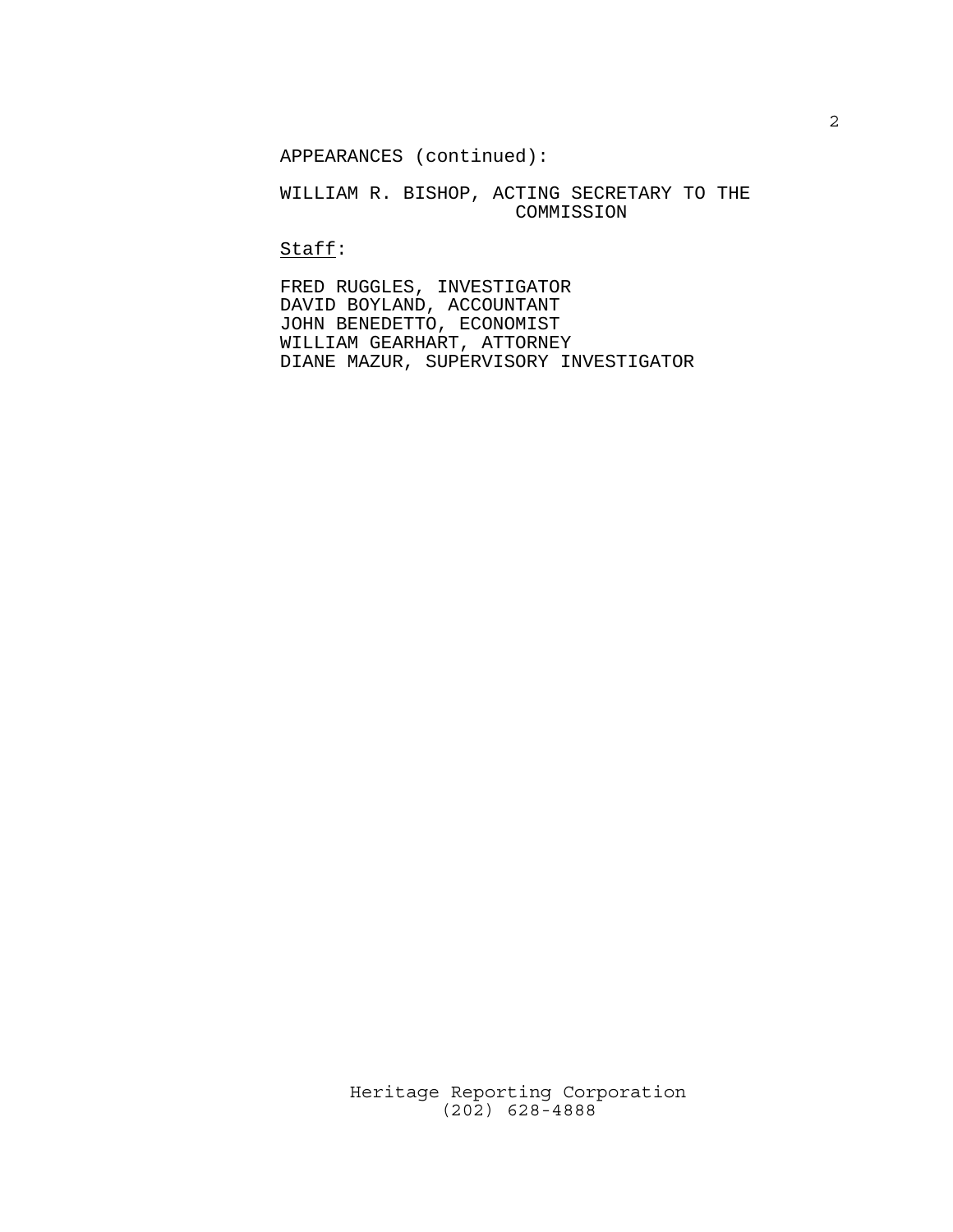APPEARANCES (continued):

WILLIAM R. BISHOP, ACTING SECRETARY TO THE COMMISSION

Staff:

FRED RUGGLES, INVESTIGATOR
DAVID BOYLAND, ACCOUNTANT
JOHN BENEDETTO, ECONOMIST
WILLIAM GEARHART, ATTORNEY
DIANE MAZUR, SUPERVISORY INVESTIGATOR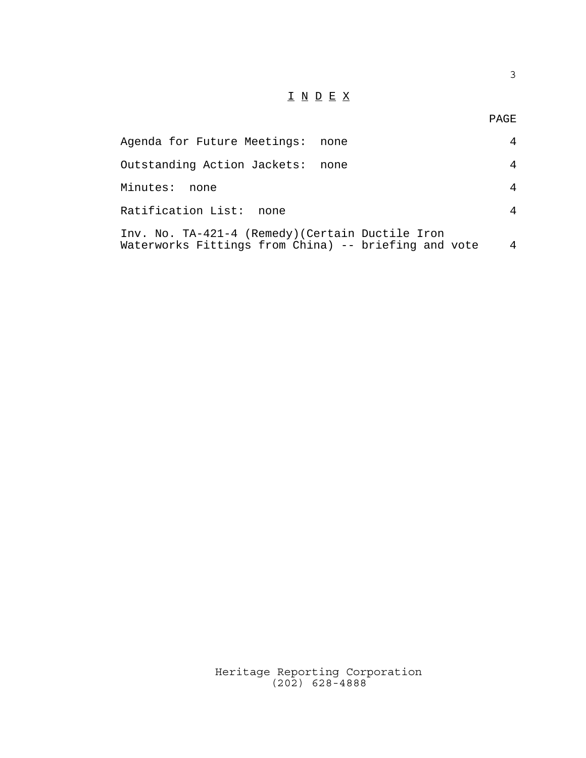# I N D E X

| | PAGE |
|---|---|
| Agenda for Future Meetings: none | 4 |
| Outstanding Action Jackets: none | 4 |
| Minutes: none | 4 |
| Ratification List: none | 4 |
| Inv. No. TA-421-4 (Remedy)(Certain Ductile Iron Waterworks Fittings from China) -- briefing and vote | 4 |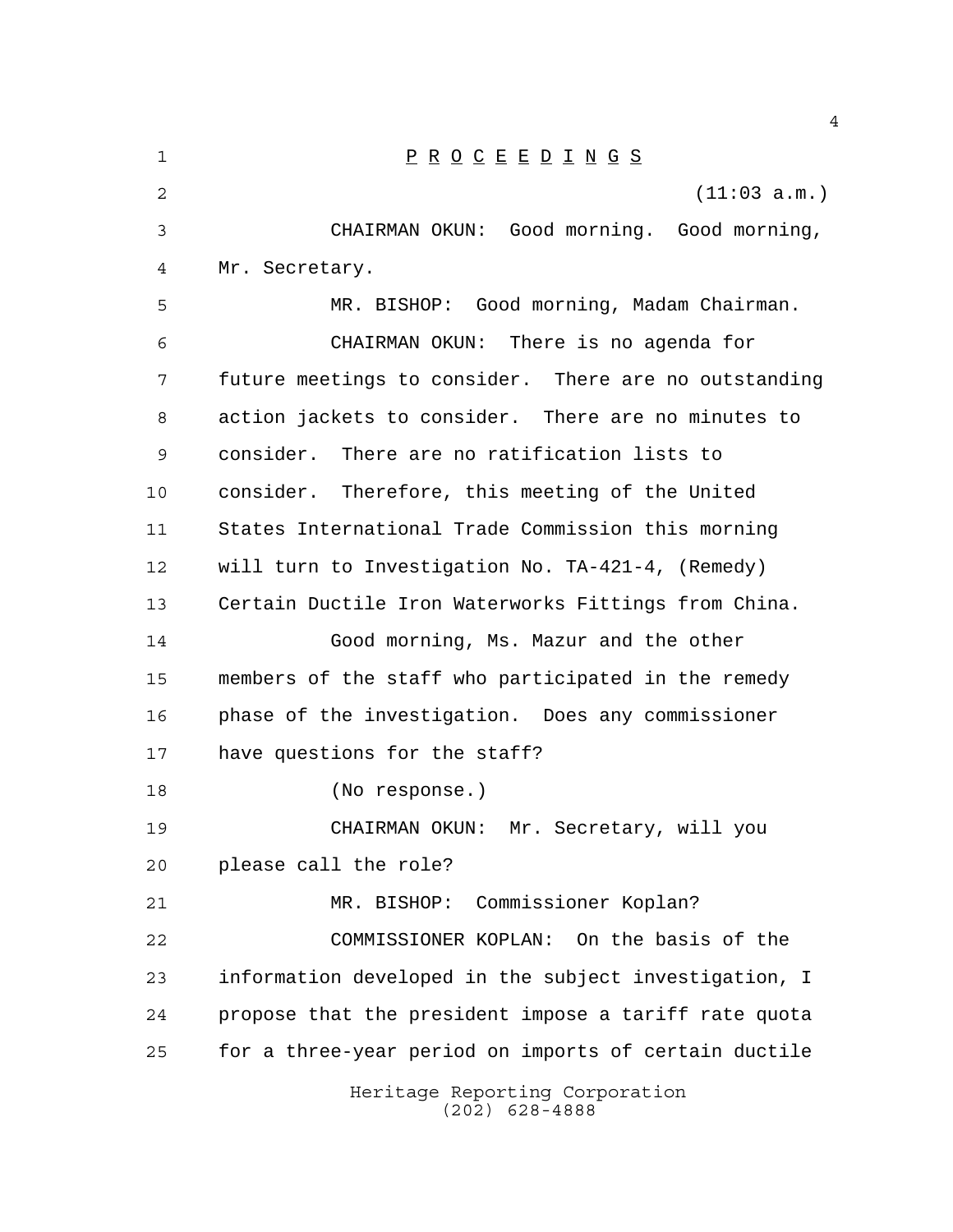P R O C E E D I N G S

(11:03 a.m.)

CHAIRMAN OKUN: Good morning. Good morning, Mr. Secretary.

MR. BISHOP: Good morning, Madam Chairman.

CHAIRMAN OKUN: There is no agenda for future meetings to consider. There are no outstanding action jackets to consider. There are no minutes to consider. There are no ratification lists to consider. Therefore, this meeting of the United States International Trade Commission this morning will turn to Investigation No. TA-421-4, (Remedy) Certain Ductile Iron Waterworks Fittings from China.

Good morning, Ms. Mazur and the other members of the staff who participated in the remedy phase of the investigation. Does any commissioner have questions for the staff?

(No response.)

CHAIRMAN OKUN: Mr. Secretary, will you please call the role?

MR. BISHOP: Commissioner Koplan?

COMMISSIONER KOPLAN: On the basis of the information developed in the subject investigation, I propose that the president impose a tariff rate quota for a three-year period on imports of certain ductile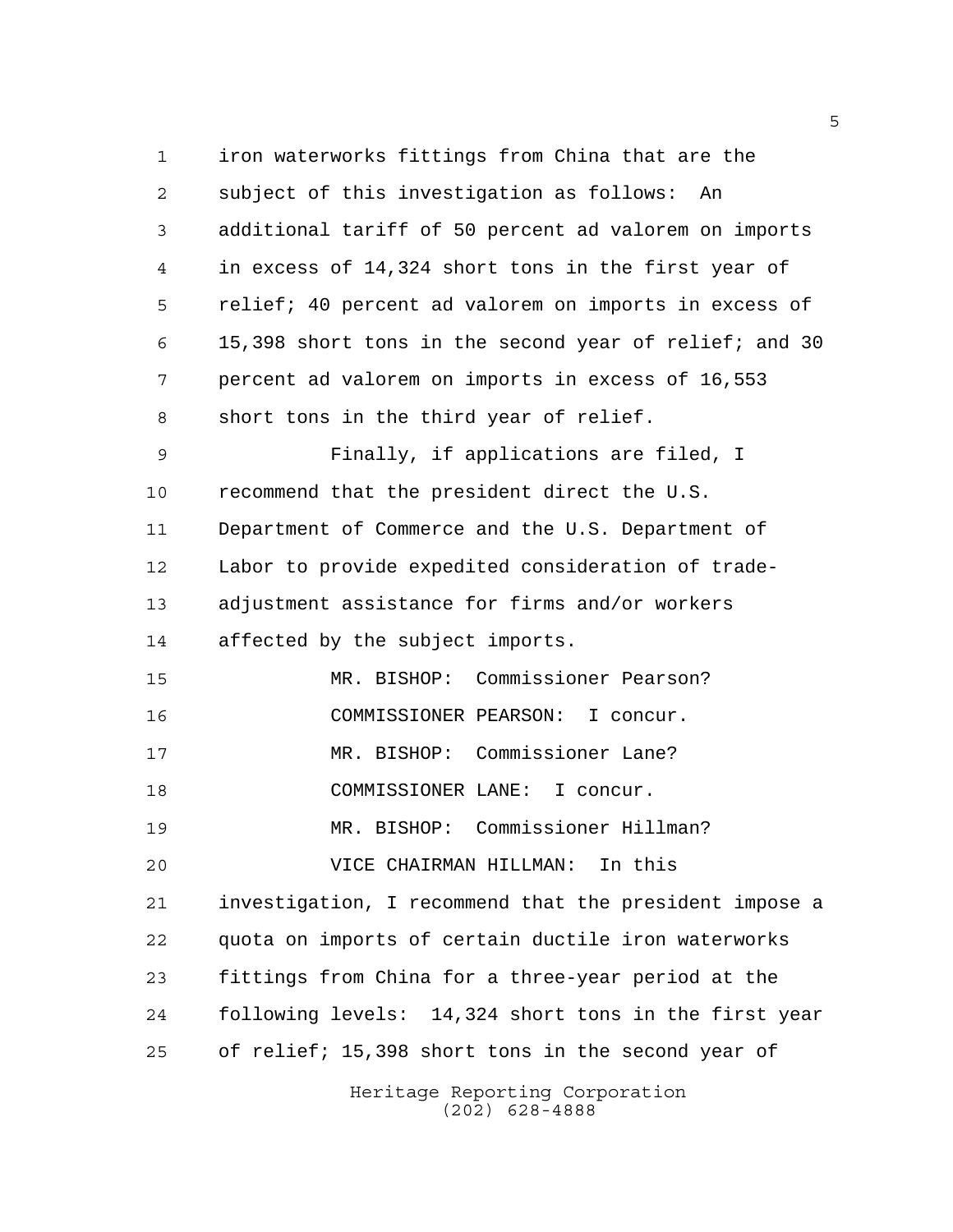iron waterworks fittings from China that are the subject of this investigation as follows: An additional tariff of 50 percent ad valorem on imports in excess of 14,324 short tons in the first year of relief; 40 percent ad valorem on imports in excess of 15,398 short tons in the second year of relief; and 30 percent ad valorem on imports in excess of 16,553 short tons in the third year of relief.

Finally, if applications are filed, I recommend that the president direct the U.S. Department of Commerce and the U.S. Department of Labor to provide expedited consideration of trade-adjustment assistance for firms and/or workers affected by the subject imports.

MR. BISHOP: Commissioner Pearson?

COMMISSIONER PEARSON: I concur.

MR. BISHOP: Commissioner Lane?

COMMISSIONER LANE: I concur.

MR. BISHOP: Commissioner Hillman?

VICE CHAIRMAN HILLMAN: In this investigation, I recommend that the president impose a quota on imports of certain ductile iron waterworks fittings from China for a three-year period at the following levels: 14,324 short tons in the first year of relief; 15,398 short tons in the second year of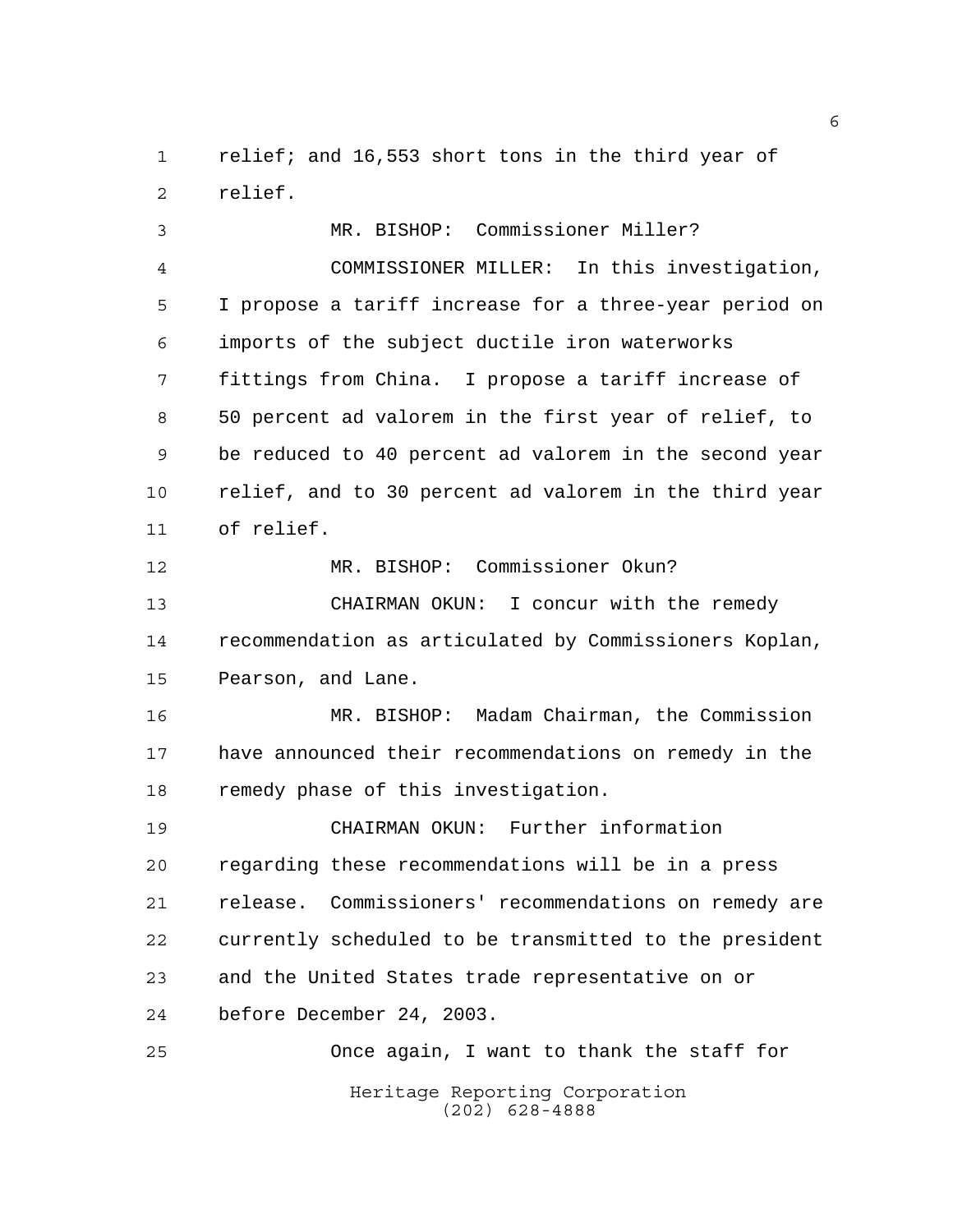relief; and 16,553 short tons in the third year of relief.

MR. BISHOP: Commissioner Miller?

COMMISSIONER MILLER: In this investigation, I propose a tariff increase for a three-year period on imports of the subject ductile iron waterworks fittings from China. I propose a tariff increase of 50 percent ad valorem in the first year of relief, to be reduced to 40 percent ad valorem in the second year relief, and to 30 percent ad valorem in the third year of relief.

MR. BISHOP: Commissioner Okun?

CHAIRMAN OKUN: I concur with the remedy recommendation as articulated by Commissioners Koplan, Pearson, and Lane.

MR. BISHOP: Madam Chairman, the Commission have announced their recommendations on remedy in the remedy phase of this investigation.

CHAIRMAN OKUN: Further information regarding these recommendations will be in a press release. Commissioners' recommendations on remedy are currently scheduled to be transmitted to the president and the United States trade representative on or before December 24, 2003.

Once again, I want to thank the staff for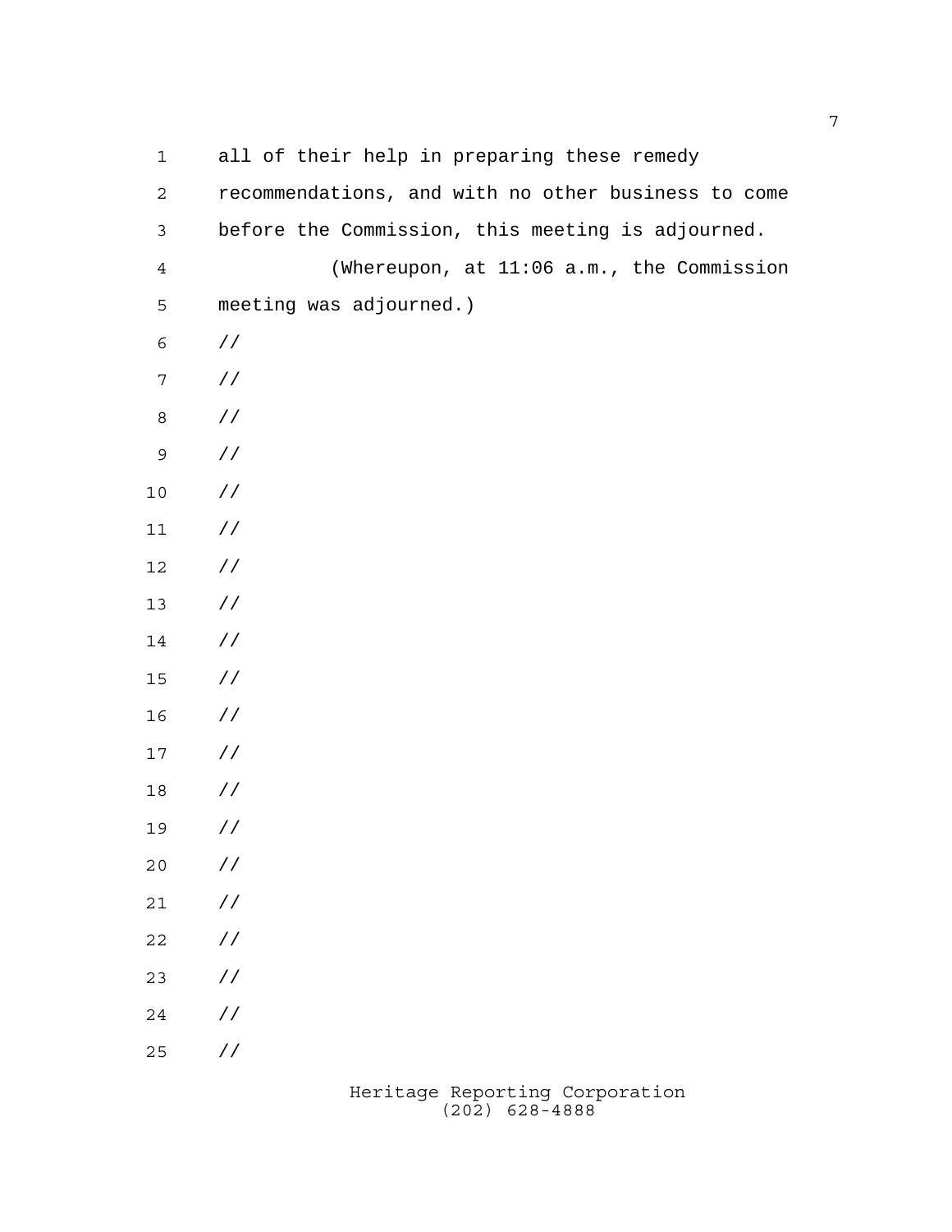all of their help in preparing these remedy recommendations, and with no other business to come before the Commission, this meeting is adjourned.

(Whereupon, at 11:06 a.m., the Commission meeting was adjourned.)

//

//

//

//

//

//

//

//

//

//

//

//

//

//

//

//

//

//

//

//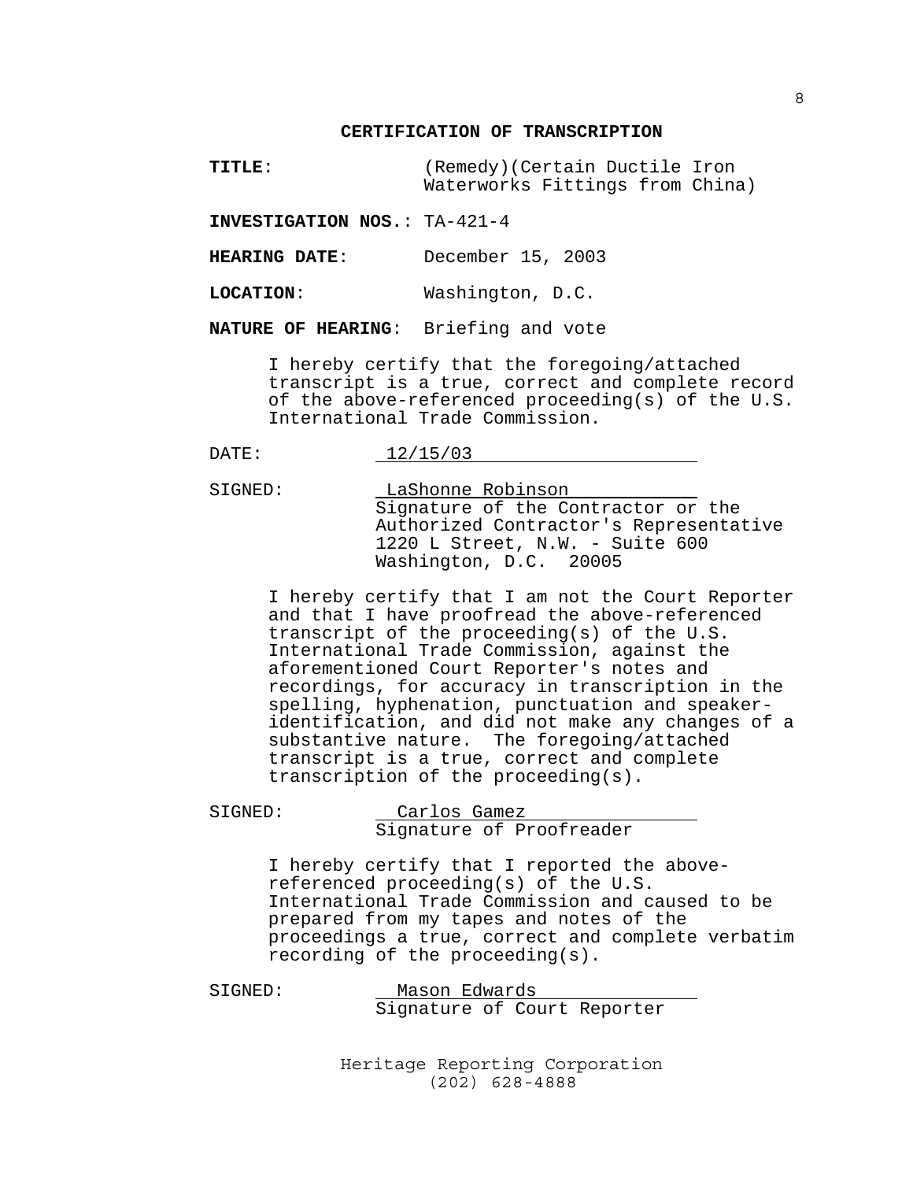## CERTIFICATION OF TRANSCRIPTION

**TITLE**: (Remedy)(Certain Ductile Iron Waterworks Fittings from China)

**INVESTIGATION NOS.**: TA-421-4

**HEARING DATE**: December 15, 2003

**LOCATION**: Washington, D.C.

**NATURE OF HEARING**: Briefing and vote

I hereby certify that the foregoing/attached transcript is a true, correct and complete record of the above-referenced proceeding(s) of the U.S. International Trade Commission.

DATE: 12/15/03

SIGNED: LaShonne Robinson
Signature of the Contractor or the Authorized Contractor's Representative
1220 L Street, N.W. - Suite 600
Washington, D.C. 20005

I hereby certify that I am not the Court Reporter and that I have proofread the above-referenced transcript of the proceeding(s) of the U.S. International Trade Commission, against the aforementioned Court Reporter's notes and recordings, for accuracy in transcription in the spelling, hyphenation, punctuation and speaker-identification, and did not make any changes of a substantive nature. The foregoing/attached transcript is a true, correct and complete transcription of the proceeding(s).

SIGNED: Carlos Gamez
Signature of Proofreader

I hereby certify that I reported the above-referenced proceeding(s) of the U.S. International Trade Commission and caused to be prepared from my tapes and notes of the proceedings a true, correct and complete verbatim recording of the proceeding(s).

SIGNED: Mason Edwards
Signature of Court Reporter